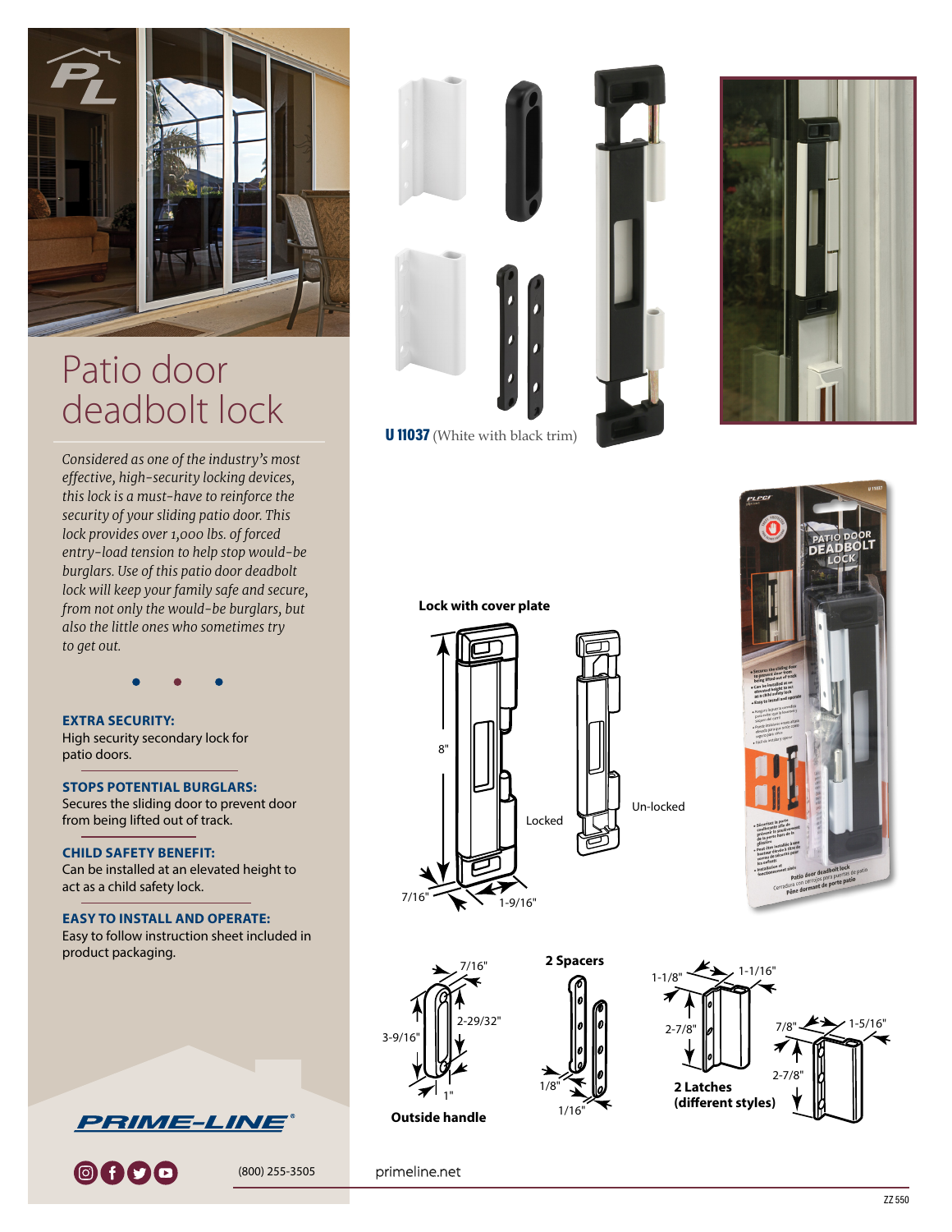# Patio door deadbolt lock

*Considered as one of the industry's most effective, high-security locking devices, this lock is a must-have to reinforce the security of your sliding patio door. This lock provides over 1,000 lbs. of forced entry-load tension to help stop would-be burglars. Use of this patio door deadbolt lock will keep your family safe and secure, from not only the would-be burglars, but also the little ones who sometimes try to get out.*

**EXTRA SECURITY:**
High security secondary lock for patio doors.

**STOPS POTENTIAL BURGLARS:**
Secures the sliding door to prevent door from being lifted out of track.

**CHILD SAFETY BENEFIT:**
Can be installed at an elevated height to act as a child safety lock.

**EASY TO INSTALL AND OPERATE:**
Easy to follow instruction sheet included in product packaging.

**U 11037** (White with black trim)

**Lock with cover plate**

8" — 7/16" — 1-9/16" — Locked — Un-locked

**Outside handle**

7/16" — 2-29/32" — 3-9/16" — 1"

**2 Spacers**

1/8" — 1/16"

**2 Latches (different styles)**

1-1/8" — 1-1/16" — 2-7/8" — 7/8" — 1-5/16" — 2-7/8"

PRIME-LINE®

(800) 255-3505

primeline.net

ZZ 550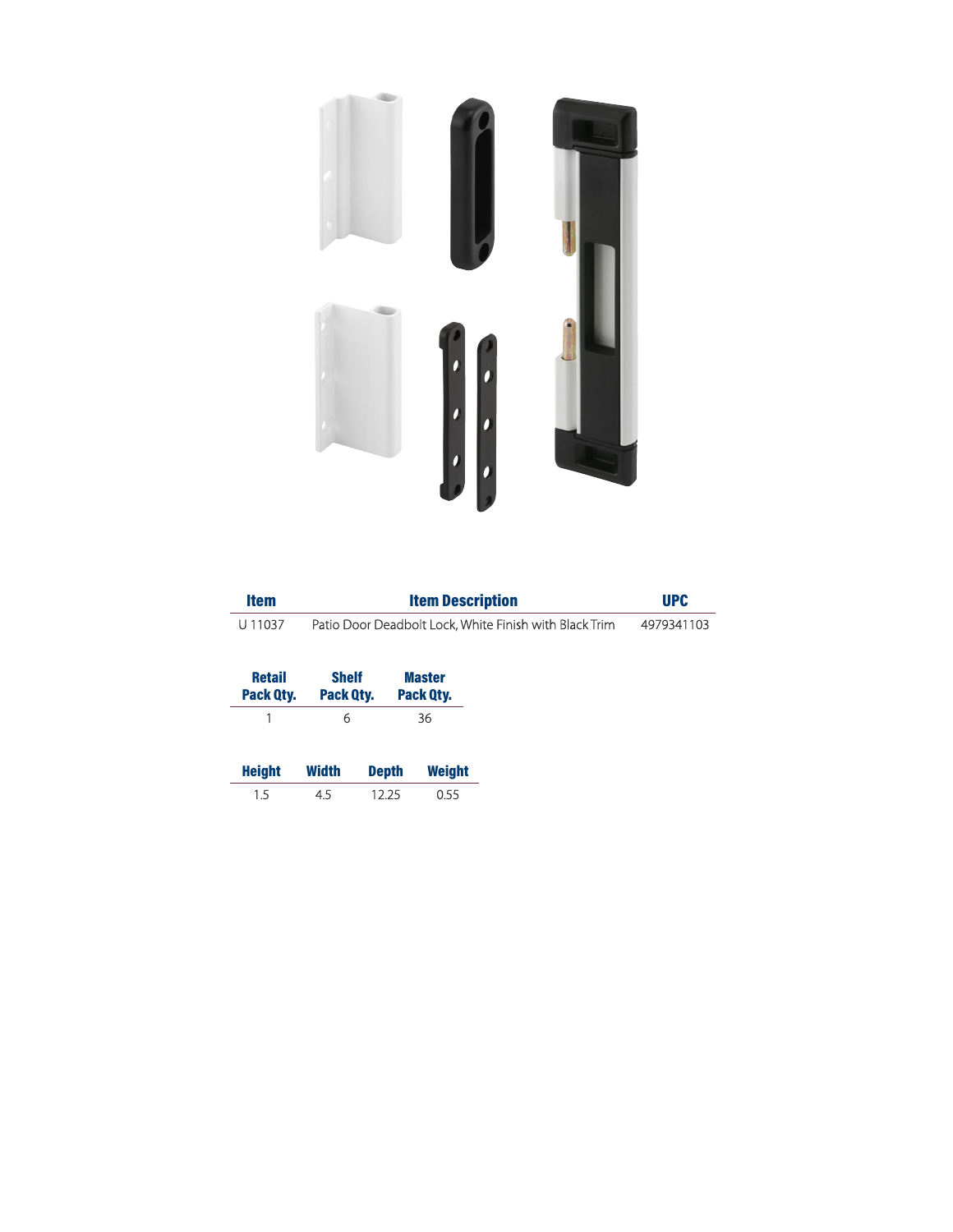| Item | Item Description | UPC |
|---|---|---|
| U 11037 | Patio Door Deadbolt Lock, White Finish with Black Trim | 4979341103 |

| Retail Pack Qty. | Shelf Pack Qty. | Master Pack Qty. |
|---|---|---|
| 1 | 6 | 36 |

| Height | Width | Depth | Weight |
|---|---|---|---|
| 1.5 | 4.5 | 12.25 | 0.55 |